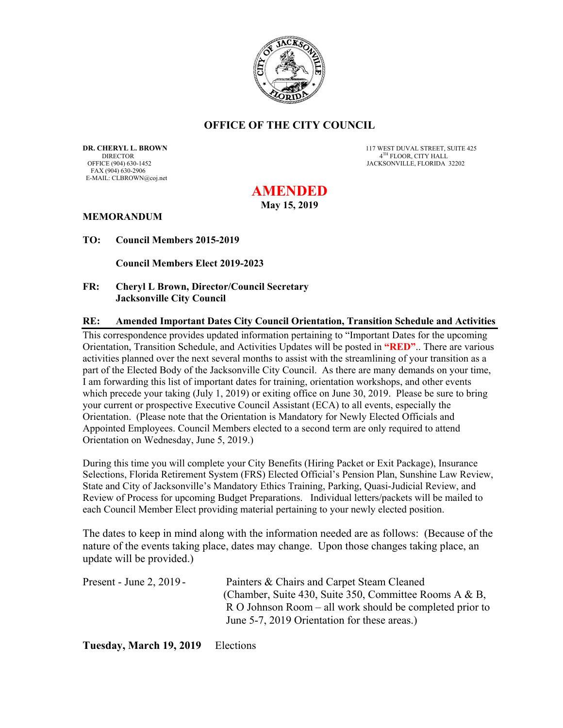# OFFICE OF THE CITY COUNCIL

**DR. CHERYL L. BROWN**
DIRECTOR
OFFICE (904) 630-1452
FAX (904) 630-2906
E-MAIL: CLBROWN@coj.net

117 WEST DUVAL STREET, SUITE 425
4TH FLOOR, CITY HALL
JACKSONVILLE, FLORIDA 32202

## AMENDED

**May 15, 2019**

**MEMORANDUM**

**TO: Council Members 2015-2019**

**Council Members Elect 2019-2023**

**FR: Cheryl L Brown, Director/Council Secretary**
**Jacksonville City Council**

**RE: Amended Important Dates City Council Orientation, Transition Schedule and Activities**

This correspondence provides updated information pertaining to "Important Dates for the upcoming Orientation, Transition Schedule, and Activities Updates will be posted in **"RED"**.. There are various activities planned over the next several months to assist with the streamlining of your transition as a part of the Elected Body of the Jacksonville City Council. As there are many demands on your time, I am forwarding this list of important dates for training, orientation workshops, and other events which precede your taking (July 1, 2019) or exiting office on June 30, 2019. Please be sure to bring your current or prospective Executive Council Assistant (ECA) to all events, especially the Orientation. (Please note that the Orientation is Mandatory for Newly Elected Officials and Appointed Employees. Council Members elected to a second term are only required to attend Orientation on Wednesday, June 5, 2019.)

During this time you will complete your City Benefits (Hiring Packet or Exit Package), Insurance Selections, Florida Retirement System (FRS) Elected Official's Pension Plan, Sunshine Law Review, State and City of Jacksonville's Mandatory Ethics Training, Parking, Quasi-Judicial Review, and Review of Process for upcoming Budget Preparations. Individual letters/packets will be mailed to each Council Member Elect providing material pertaining to your newly elected position.

The dates to keep in mind along with the information needed are as follows: (Because of the nature of the events taking place, dates may change. Upon those changes taking place, an update will be provided.)

Present - June 2, 2019 - Painters & Chairs and Carpet Steam Cleaned (Chamber, Suite 430, Suite 350, Committee Rooms A & B, R O Johnson Room – all work should be completed prior to June 5-7, 2019 Orientation for these areas.)

**Tuesday, March 19, 2019** Elections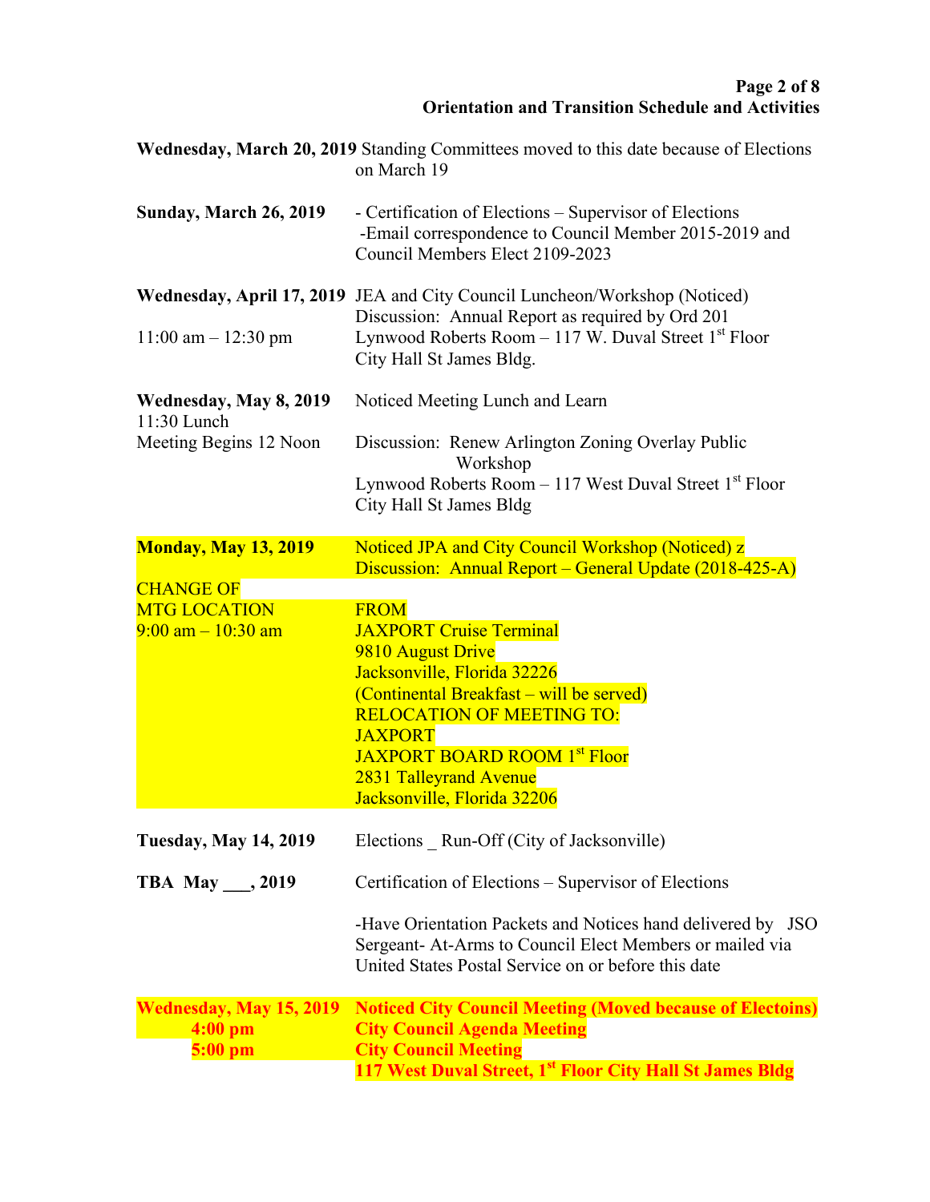| | |
|---|---|
| **Wednesday, March 20, 2019** | Standing Committees moved to this date because of Elections on March 19 |
| **Sunday, March 26, 2019** | - Certification of Elections – Supervisor of Elections<br>-Email correspondence to Council Member 2015-2019 and Council Members Elect 2109-2023 |
| **Wednesday, April 17, 2019**<br><br>11:00 am – 12:30 pm | JEA and City Council Luncheon/Workshop (Noticed)<br>Discussion: Annual Report as required by Ord 201<br>Lynwood Roberts Room – 117 W. Duval Street 1st Floor City Hall St James Bldg. |
| **Wednesday, May 8, 2019**<br>11:30 Lunch<br>Meeting Begins 12 Noon | Noticed Meeting Lunch and Learn<br><br>Discussion: Renew Arlington Zoning Overlay Public Workshop<br>Lynwood Roberts Room – 117 West Duval Street 1st Floor City Hall St James Bldg |
| **Monday, May 13, 2019**<br><br>CHANGE OF MTG LOCATION<br>9:00 am – 10:30 am | Noticed JPA and City Council Workshop (Noticed) z<br>Discussion: Annual Report – General Update (2018-425-A)<br><br>FROM<br>JAXPORT Cruise Terminal<br>9810 August Drive<br>Jacksonville, Florida 32226<br>(Continental Breakfast – will be served)<br>RELOCATION OF MEETING TO:<br>JAXPORT<br>JAXPORT BOARD ROOM 1st Floor<br>2831 Talleyrand Avenue<br>Jacksonville, Florida 32206 |
| **Tuesday, May 14, 2019** | Elections _ Run-Off (City of Jacksonville) |
| **TBA May ___, 2019** | Certification of Elections – Supervisor of Elections<br><br>-Have Orientation Packets and Notices hand delivered by JSO Sergeant- At-Arms to Council Elect Members or mailed via United States Postal Service on or before this date |
| **Wednesday, May 15, 2019**<br>**4:00 pm**<br>**5:00 pm** | **Noticed City Council Meeting (Moved because of Electoins)**<br>**City Council Agenda Meeting**<br>**City Council Meeting**<br>**117 West Duval Street, 1st Floor City Hall St James Bldg** |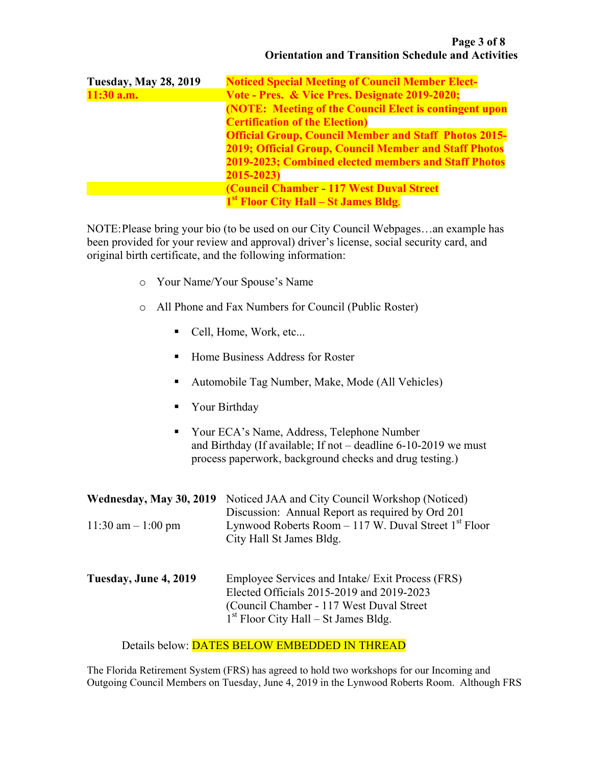| | |
|---|---|
| **Tuesday, May 28, 2019** | **Noticed Special Meeting of Council Member Elect-** |
| **11:30 a.m.** | **Vote - Pres. & Vice Pres. Designate 2019-2020;** |
| | **(NOTE: Meeting of the Council Elect is contingent upon Certification of the Election)** |
| | **Official Group, Council Member and Staff Photos 2015-2019; Official Group, Council Member and Staff Photos 2019-2023; Combined elected members and Staff Photos 2015-2023)** |
| | **(Council Chamber - 117 West Duval Street** |
| | **1st Floor City Hall – St James Bldg.** |

NOTE: Please bring your bio (to be used on our City Council Webpages…an example has been provided for your review and approval) driver's license, social security card, and original birth certificate, and the following information:

- Your Name/Your Spouse's Name
- All Phone and Fax Numbers for Council (Public Roster)
  - Cell, Home, Work, etc...
  - Home Business Address for Roster
  - Automobile Tag Number, Make, Mode (All Vehicles)
  - Your Birthday
  - Your ECA's Name, Address, Telephone Number and Birthday (If available; If not – deadline 6-10-2019 we must process paperwork, background checks and drug testing.)

| | |
|---|---|
| **Wednesday, May 30, 2019** | Noticed JAA and City Council Workshop (Noticed) |
| | Discussion: Annual Report as required by Ord 201 |
| 11:30 am – 1:00 pm | Lynwood Roberts Room – 117 W. Duval Street 1st Floor City Hall St James Bldg. |
| | |
| **Tuesday, June 4, 2019** | Employee Services and Intake/ Exit Process (FRS) |
| | Elected Officials 2015-2019 and 2019-2023 |
| | (Council Chamber - 117 West Duval Street |
| | 1st Floor City Hall – St James Bldg. |

Details below: DATES BELOW EMBEDDED IN THREAD

The Florida Retirement System (FRS) has agreed to hold two workshops for our Incoming and Outgoing Council Members on Tuesday, June 4, 2019 in the Lynwood Roberts Room. Although FRS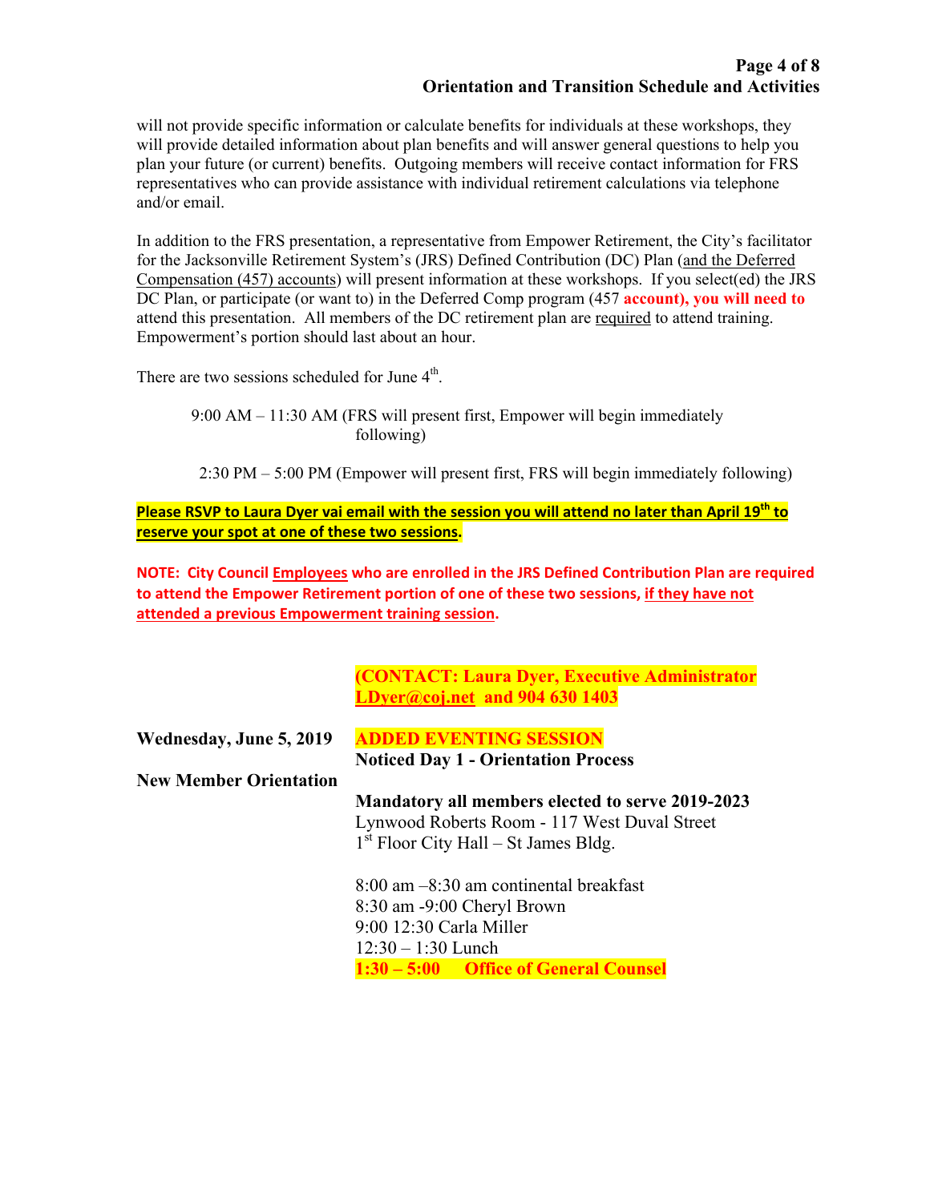will not provide specific information or calculate benefits for individuals at these workshops, they will provide detailed information about plan benefits and will answer general questions to help you plan your future (or current) benefits. Outgoing members will receive contact information for FRS representatives who can provide assistance with individual retirement calculations via telephone and/or email.

In addition to the FRS presentation, a representative from Empower Retirement, the City's facilitator for the Jacksonville Retirement System's (JRS) Defined Contribution (DC) Plan (and the Deferred Compensation (457) accounts) will present information at these workshops. If you select(ed) the JRS DC Plan, or participate (or want to) in the Deferred Comp program (457 **account), you will need to** attend this presentation. All members of the DC retirement plan are required to attend training. Empowerment's portion should last about an hour.

There are two sessions scheduled for June 4th.

9:00 AM – 11:30 AM (FRS will present first, Empower will begin immediately following)

2:30 PM – 5:00 PM (Empower will present first, FRS will begin immediately following)

**Please RSVP to Laura Dyer vai email with the session you will attend no later than April 19th to reserve your spot at one of these two sessions.**

**NOTE: City Council Employees who are enrolled in the JRS Defined Contribution Plan are required to attend the Empower Retirement portion of one of these two sessions, if they have not attended a previous Empowerment training session.**

**(CONTACT: Laura Dyer, Executive Administrator LDyer@coj.net and 904 630 1403**

**Wednesday, June 5, 2019**

**New Member Orientation**

**ADDED EVENTING SESSION**

**Noticed Day 1 - Orientation Process**

**Mandatory all members elected to serve 2019-2023**

Lynwood Roberts Room - 117 West Duval Street

1st Floor City Hall – St James Bldg.

8:00 am –8:30 am continental breakfast

8:30 am -9:00 Cheryl Brown

9:00 12:30 Carla Miller

12:30 – 1:30 Lunch

**1:30 – 5:00 Office of General Counsel**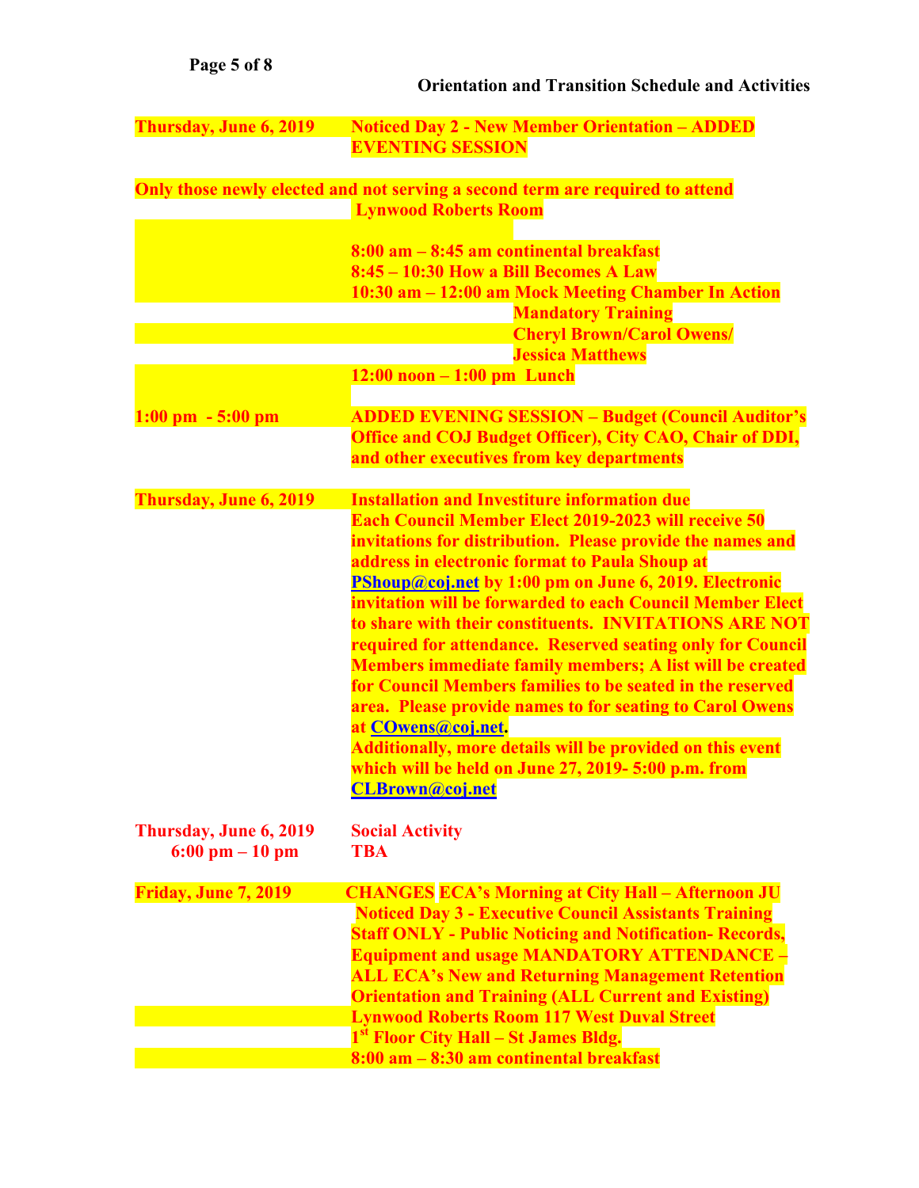**Orientation and Transition Schedule and Activities**

**Thursday, June 6, 2019** — **Noticed Day 2 - New Member Orientation – ADDED EVENTING SESSION**

**Only those newly elected and not serving a second term are required to attend**

**Lynwood Roberts Room**

**8:00 am – 8:45 am continental breakfast**
**8:45 – 10:30 How a Bill Becomes A Law**
**10:30 am – 12:00 am Mock Meeting Chamber In Action**
**Mandatory Training**
**Cheryl Brown/Carol Owens/ Jessica Matthews**
**12:00 noon – 1:00 pm Lunch**

**1:00 pm - 5:00 pm** — **ADDED EVENING SESSION – Budget (Council Auditor's Office and COJ Budget Officer), City CAO, Chair of DDI, and other executives from key departments**

**Thursday, June 6, 2019** — **Installation and Investiture information due**

**Each Council Member Elect 2019-2023 will receive 50 invitations for distribution. Please provide the names and address in electronic format to Paula Shoup at PShoup@coj.net by 1:00 pm on June 6, 2019. Electronic invitation will be forwarded to each Council Member Elect to share with their constituents. INVITATIONS ARE NOT required for attendance. Reserved seating only for Council Members immediate family members; A list will be created for Council Members families to be seated in the reserved area. Please provide names to for seating to Carol Owens at COwens@coj.net.**
**Additionally, more details will be provided on this event which will be held on June 27, 2019- 5:00 p.m. from CLBrown@coj.net**

**Thursday, June 6, 2019**
**6:00 pm – 10 pm** — **Social Activity**
**TBA**

**Friday, June 7, 2019** — **CHANGES ECA's Morning at City Hall – Afternoon JU**

**Noticed Day 3 - Executive Council Assistants Training Staff ONLY - Public Noticing and Notification- Records, Equipment and usage MANDATORY ATTENDANCE – ALL ECA's New and Returning Management Retention Orientation and Training (ALL Current and Existing)**
**Lynwood Roberts Room 117 West Duval Street**
**1st Floor City Hall – St James Bldg.**
**8:00 am – 8:30 am continental breakfast**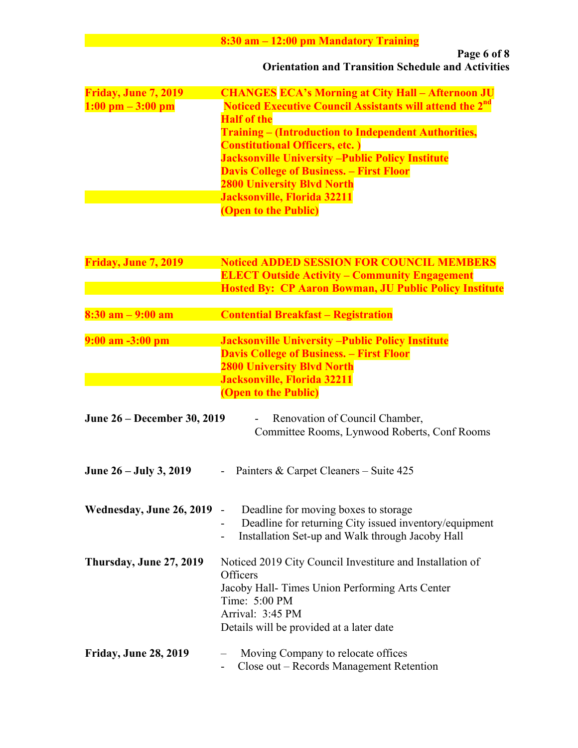**8:30 am – 12:00 pm Mandatory Training**

**Orientation and Transition Schedule and Activities**

| | |
|---|---|
| **Friday, June 7, 2019** | **CHANGES ECA's Morning at City Hall – Afternoon JU** |
| **1:00 pm – 3:00 pm** | **Noticed Executive Council Assistants will attend the 2nd Half of the Training – (Introduction to Independent Authorities, Constitutional Officers, etc. )** |
| | **Jacksonville University –Public Policy Institute** |
| | **Davis College of Business. – First Floor** |
| | **2800 University Blvd North** |
| | **Jacksonville, Florida 32211** |
| | **(Open to the Public)** |

| | |
|---|---|
| **Friday, June 7, 2019** | **Noticed ADDED SESSION FOR COUNCIL MEMBERS ELECT Outside Activity – Community Engagement** |
| | **Hosted By: CP Aaron Bowman, JU Public Policy Institute** |
| **8:30 am – 9:00 am** | **Contential Breakfast – Registration** |
| **9:00 am -3:00 pm** | **Jacksonville University –Public Policy Institute** |
| | **Davis College of Business. – First Floor** |
| | **2800 University Blvd North** |
| | **Jacksonville, Florida 32211** |
| | **(Open to the Public)** |

**June 26 – December 30, 2019**
- Renovation of Council Chamber, Committee Rooms, Lynwood Roberts, Conf Rooms

**June 26 – July 3, 2019**
- Painters & Carpet Cleaners – Suite 425

**Wednesday, June 26, 2019**
- Deadline for moving boxes to storage
- Deadline for returning City issued inventory/equipment
- Installation Set-up and Walk through Jacoby Hall

**Thursday, June 27, 2019**

Noticed 2019 City Council Investiture and Installation of Officers
Jacoby Hall- Times Union Performing Arts Center
Time: 5:00 PM
Arrival: 3:45 PM
Details will be provided at a later date

**Friday, June 28, 2019**
- Moving Company to relocate offices
- Close out – Records Management Retention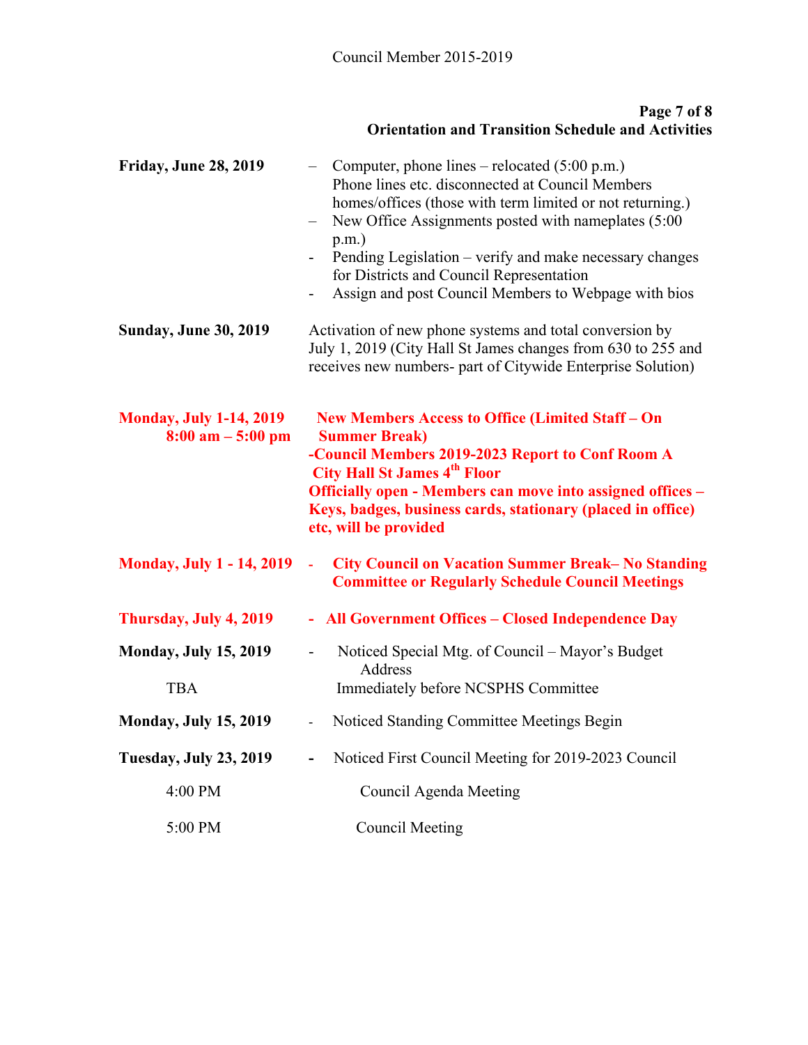**Orientation and Transition Schedule and Activities**

| | |
|---|---|
| **Friday, June 28, 2019** | – Computer, phone lines – relocated (5:00 p.m.) Phone lines etc. disconnected at Council Members homes/offices (those with term limited or not returning.)<br>– New Office Assignments posted with nameplates (5:00 p.m.)<br>- Pending Legislation – verify and make necessary changes for Districts and Council Representation<br>- Assign and post Council Members to Webpage with bios |
| **Sunday, June 30, 2019** | Activation of new phone systems and total conversion by July 1, 2019 (City Hall St James changes from 630 to 255 and receives new numbers- part of Citywide Enterprise Solution) |
| **Monday, July 1-14, 2019 8:00 am – 5:00 pm** | **New Members Access to Office (Limited Staff – On Summer Break)**<br>**-Council Members 2019-2023 Report to Conf Room A City Hall St James 4th Floor**<br>**Officially open - Members can move into assigned offices – Keys, badges, business cards, stationary (placed in office) etc, will be provided** |
| **Monday, July 1 - 14, 2019** | **- City Council on Vacation Summer Break– No Standing Committee or Regularly Schedule Council Meetings** |
| **Thursday, July 4, 2019** | **- All Government Offices – Closed Independence Day** |
| **Monday, July 15, 2019** | - Noticed Special Mtg. of Council – Mayor's Budget Address |
| TBA | Immediately before NCSPHS Committee |
| **Monday, July 15, 2019** | - Noticed Standing Committee Meetings Begin |
| **Tuesday, July 23, 2019** | **-** Noticed First Council Meeting for 2019-2023 Council |
| 4:00 PM | Council Agenda Meeting |
| 5:00 PM | Council Meeting |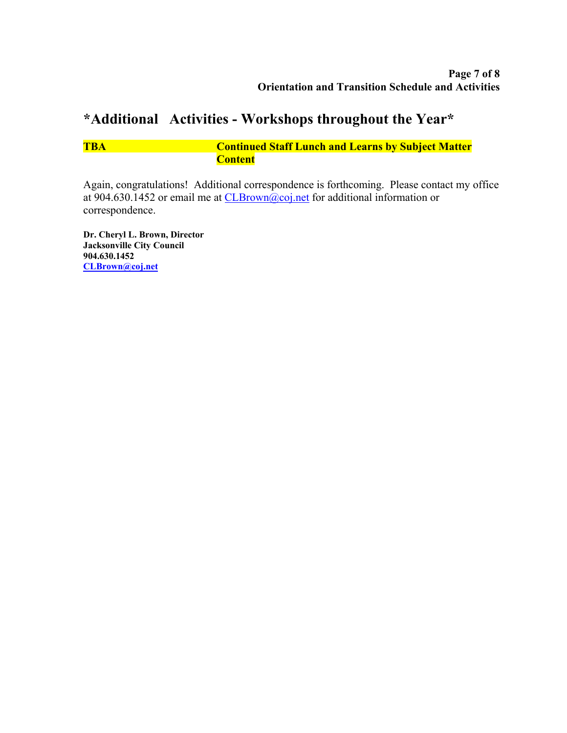# *Additional Activities - Workshops throughout the Year*

**TBA** **Continued Staff Lunch and Learns by Subject Matter Content**

Again, congratulations! Additional correspondence is forthcoming. Please contact my office at 904.630.1452 or email me at CLBrown@coj.net for additional information or correspondence.

**Dr. Cheryl L. Brown, Director**
**Jacksonville City Council**
**904.630.1452**
**CLBrown@coj.net**